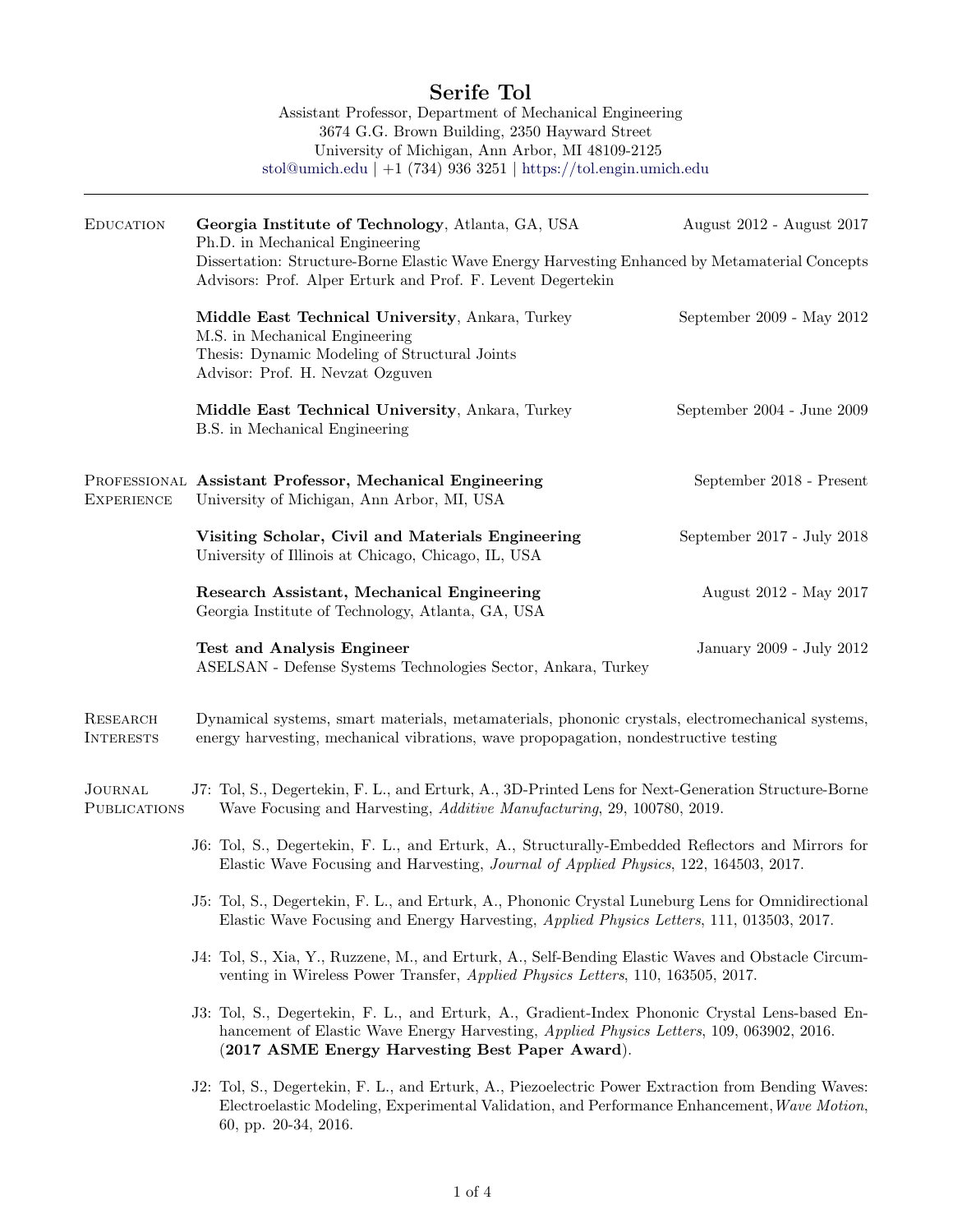# Serife Tol

Assistant Professor, Department of Mechanical Engineering
3674 G.G. Brown Building, 2350 Hayward Street
University of Michigan, Ann Arbor, MI 48109-2125
stol@umich.edu | +1 (734) 936 3251 | https://tol.engin.umich.edu

---

## Education

**Georgia Institute of Technology**, Atlanta, GA, USA — August 2012 - August 2017
Ph.D. in Mechanical Engineering
Dissertation: Structure-Borne Elastic Wave Energy Harvesting Enhanced by Metamaterial Concepts
Advisors: Prof. Alper Erturk and Prof. F. Levent Degertekin

**Middle East Technical University**, Ankara, Turkey — September 2009 - May 2012
M.S. in Mechanical Engineering
Thesis: Dynamic Modeling of Structural Joints
Advisor: Prof. H. Nevzat Ozguven

**Middle East Technical University**, Ankara, Turkey — September 2004 - June 2009
B.S. in Mechanical Engineering

## Professional Experience

**Assistant Professor, Mechanical Engineering** — September 2018 - Present
University of Michigan, Ann Arbor, MI, USA

**Visiting Scholar, Civil and Materials Engineering** — September 2017 - July 2018
University of Illinois at Chicago, Chicago, IL, USA

**Research Assistant, Mechanical Engineering** — August 2012 - May 2017
Georgia Institute of Technology, Atlanta, GA, USA

**Test and Analysis Engineer** — January 2009 - July 2012
ASELSAN - Defense Systems Technologies Sector, Ankara, Turkey

## Research Interests

Dynamical systems, smart materials, metamaterials, phononic crystals, electromechanical systems, energy harvesting, mechanical vibrations, wave propopagation, nondestructive testing

## Journal Publications

J7: Tol, S., Degertekin, F. L., and Erturk, A., 3D-Printed Lens for Next-Generation Structure-Borne Wave Focusing and Harvesting, *Additive Manufacturing*, 29, 100780, 2019.

J6: Tol, S., Degertekin, F. L., and Erturk, A., Structurally-Embedded Reflectors and Mirrors for Elastic Wave Focusing and Harvesting, *Journal of Applied Physics*, 122, 164503, 2017.

J5: Tol, S., Degertekin, F. L., and Erturk, A., Phononic Crystal Luneburg Lens for Omnidirectional Elastic Wave Focusing and Energy Harvesting, *Applied Physics Letters*, 111, 013503, 2017.

J4: Tol, S., Xia, Y., Ruzzene, M., and Erturk, A., Self-Bending Elastic Waves and Obstacle Circumventing in Wireless Power Transfer, *Applied Physics Letters*, 110, 163505, 2017.

J3: Tol, S., Degertekin, F. L., and Erturk, A., Gradient-Index Phononic Crystal Lens-based Enhancement of Elastic Wave Energy Harvesting, *Applied Physics Letters*, 109, 063902, 2016. (**2017 ASME Energy Harvesting Best Paper Award**).

J2: Tol, S., Degertekin, F. L., and Erturk, A., Piezoelectric Power Extraction from Bending Waves: Electroelastic Modeling, Experimental Validation, and Performance Enhancement, *Wave Motion*, 60, pp. 20-34, 2016.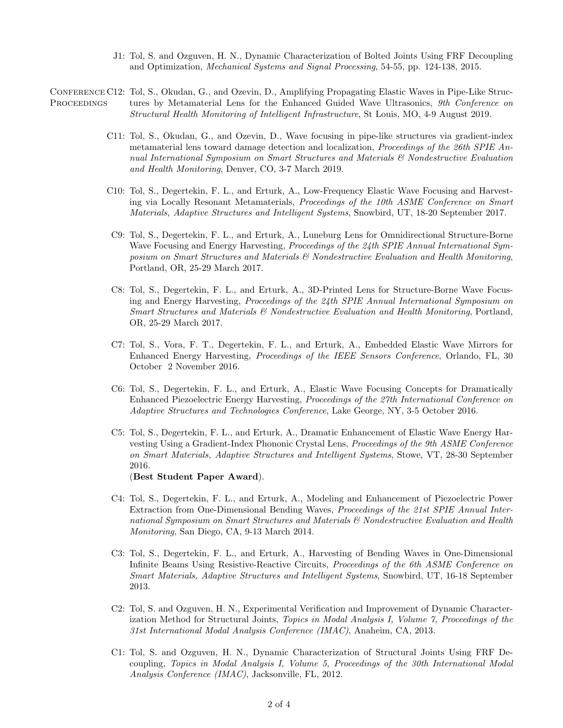J1: Tol, S. and Ozguven, H. N., Dynamic Characterization of Bolted Joints Using FRF Decoupling and Optimization, *Mechanical Systems and Signal Processing*, 54-55, pp. 124-138, 2015.

## Conference Proceedings

C12: Tol, S., Okudan, G., and Ozevin, D., Amplifying Propagating Elastic Waves in Pipe-Like Structures by Metamaterial Lens for the Enhanced Guided Wave Ultrasonics, *9th Conference on Structural Health Monitoring of Intelligent Infrastructure*, St Louis, MO, 4-9 August 2019.

C11: Tol, S., Okudan, G., and Ozevin, D., Wave focusing in pipe-like structures via gradient-index metamaterial lens toward damage detection and localization, *Proceedings of the 26th SPIE Annual International Symposium on Smart Structures and Materials & Nondestructive Evaluation and Health Monitoring*, Denver, CO, 3-7 March 2019.

C10: Tol, S., Degertekin, F. L., and Erturk, A., Low-Frequency Elastic Wave Focusing and Harvesting via Locally Resonant Metamaterials, *Proceedings of the 10th ASME Conference on Smart Materials, Adaptive Structures and Intelligent Systems*, Snowbird, UT, 18-20 September 2017.

C9: Tol, S., Degertekin, F. L., and Erturk, A., Luneburg Lens for Omnidirectional Structure-Borne Wave Focusing and Energy Harvesting, *Proceedings of the 24th SPIE Annual International Symposium on Smart Structures and Materials & Nondestructive Evaluation and Health Monitoring*, Portland, OR, 25-29 March 2017.

C8: Tol, S., Degertekin, F. L., and Erturk, A., 3D-Printed Lens for Structure-Borne Wave Focusing and Energy Harvesting, *Proceedings of the 24th SPIE Annual International Symposium on Smart Structures and Materials & Nondestructive Evaluation and Health Monitoring*, Portland, OR, 25-29 March 2017.

C7: Tol, S., Vora, F. T., Degertekin, F. L., and Erturk, A., Embedded Elastic Wave Mirrors for Enhanced Energy Harvesting, *Proceedings of the IEEE Sensors Conference*, Orlando, FL, 30 October 2 November 2016.

C6: Tol, S., Degertekin, F. L., and Erturk, A., Elastic Wave Focusing Concepts for Dramatically Enhanced Piezoelectric Energy Harvesting, *Proceedings of the 27th International Conference on Adaptive Structures and Technologies Conference*, Lake George, NY, 3-5 October 2016.

C5: Tol, S., Degertekin, F. L., and Erturk, A., Dramatic Enhancement of Elastic Wave Energy Harvesting Using a Gradient-Index Phononic Crystal Lens, *Proceedings of the 9th ASME Conference on Smart Materials, Adaptive Structures and Intelligent Systems*, Stowe, VT, 28-30 September 2016.
(**Best Student Paper Award**).

C4: Tol, S., Degertekin, F. L., and Erturk, A., Modeling and Enhancement of Piezoelectric Power Extraction from One-Dimensional Bending Waves, *Proceedings of the 21st SPIE Annual International Symposium on Smart Structures and Materials & Nondestructive Evaluation and Health Monitoring*, San Diego, CA, 9-13 March 2014.

C3: Tol, S., Degertekin, F. L., and Erturk, A., Harvesting of Bending Waves in One-Dimensional Infinite Beams Using Resistive-Reactive Circuits, *Proceedings of the 6th ASME Conference on Smart Materials, Adaptive Structures and Intelligent Systems*, Snowbird, UT, 16-18 September 2013.

C2: Tol, S. and Ozguven, H. N., Experimental Verification and Improvement of Dynamic Characterization Method for Structural Joints, *Topics in Modal Analysis I, Volume 7, Proceedings of the 31st International Modal Analysis Conference (IMAC)*, Anaheim, CA, 2013.

C1: Tol, S. and Ozguven, H. N., Dynamic Characterization of Structural Joints Using FRF Decoupling, *Topics in Modal Analysis I, Volume 5, Proceedings of the 30th International Modal Analysis Conference (IMAC)*, Jacksonville, FL, 2012.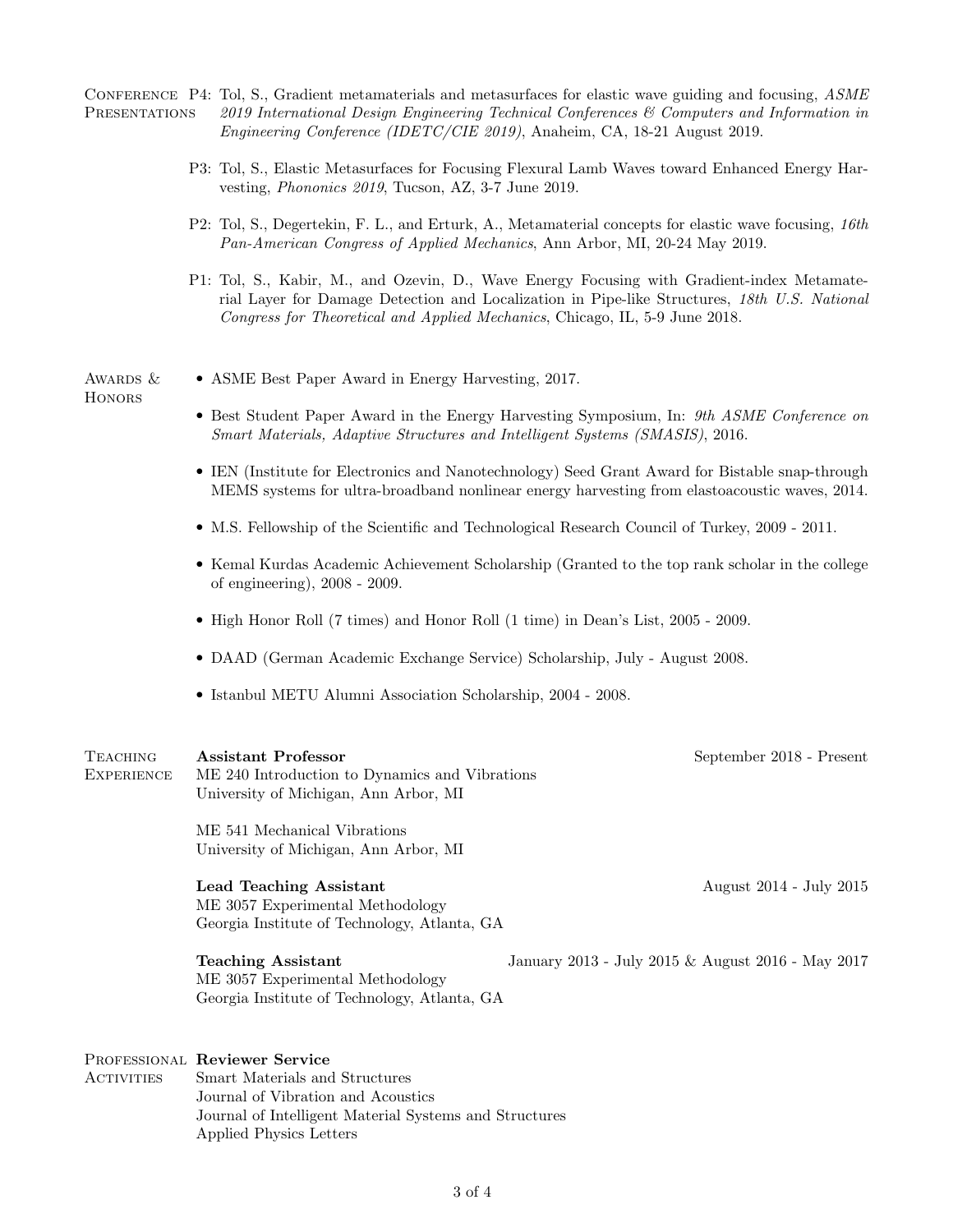## Conference Presentations

P4: Tol, S., Gradient metamaterials and metasurfaces for elastic wave guiding and focusing, *ASME 2019 International Design Engineering Technical Conferences & Computers and Information in Engineering Conference (IDETC/CIE 2019)*, Anaheim, CA, 18-21 August 2019.

P3: Tol, S., Elastic Metasurfaces for Focusing Flexural Lamb Waves toward Enhanced Energy Harvesting, *Phononics 2019*, Tucson, AZ, 3-7 June 2019.

P2: Tol, S., Degertekin, F. L., and Erturk, A., Metamaterial concepts for elastic wave focusing, *16th Pan-American Congress of Applied Mechanics*, Ann Arbor, MI, 20-24 May 2019.

P1: Tol, S., Kabir, M., and Ozevin, D., Wave Energy Focusing with Gradient-index Metamaterial Layer for Damage Detection and Localization in Pipe-like Structures, *18th U.S. National Congress for Theoretical and Applied Mechanics*, Chicago, IL, 5-9 June 2018.

## Awards & Honors

- ASME Best Paper Award in Energy Harvesting, 2017.
- Best Student Paper Award in the Energy Harvesting Symposium, In: *9th ASME Conference on Smart Materials, Adaptive Structures and Intelligent Systems (SMASIS)*, 2016.
- IEN (Institute for Electronics and Nanotechnology) Seed Grant Award for Bistable snap-through MEMS systems for ultra-broadband nonlinear energy harvesting from elastoacoustic waves, 2014.
- M.S. Fellowship of the Scientific and Technological Research Council of Turkey, 2009 - 2011.
- Kemal Kurdas Academic Achievement Scholarship (Granted to the top rank scholar in the college of engineering), 2008 - 2009.
- High Honor Roll (7 times) and Honor Roll (1 time) in Dean's List, 2005 - 2009.
- DAAD (German Academic Exchange Service) Scholarship, July - August 2008.
- Istanbul METU Alumni Association Scholarship, 2004 - 2008.

## Teaching Experience

**Assistant Professor** — September 2018 - Present
ME 240 Introduction to Dynamics and Vibrations
University of Michigan, Ann Arbor, MI

ME 541 Mechanical Vibrations
University of Michigan, Ann Arbor, MI

**Lead Teaching Assistant** — August 2014 - July 2015
ME 3057 Experimental Methodology
Georgia Institute of Technology, Atlanta, GA

**Teaching Assistant** — January 2013 - July 2015 & August 2016 - May 2017
ME 3057 Experimental Methodology
Georgia Institute of Technology, Atlanta, GA

## Professional Activities

**Reviewer Service**
Smart Materials and Structures
Journal of Vibration and Acoustics
Journal of Intelligent Material Systems and Structures
Applied Physics Letters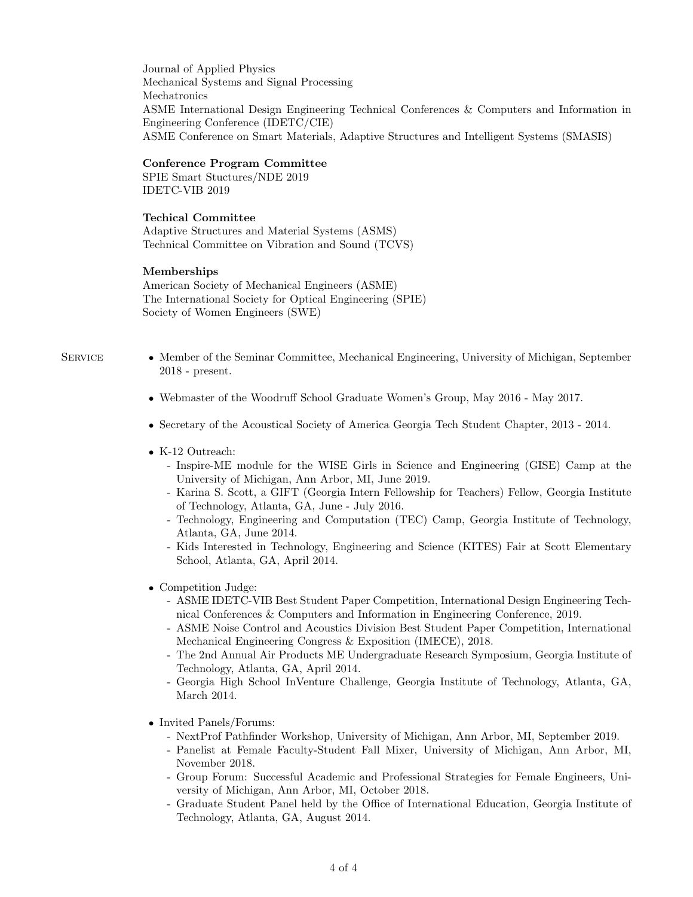Journal of Applied Physics
Mechanical Systems and Signal Processing
Mechatronics
ASME International Design Engineering Technical Conferences & Computers and Information in Engineering Conference (IDETC/CIE)
ASME Conference on Smart Materials, Adaptive Structures and Intelligent Systems (SMASIS)

**Conference Program Committee**
SPIE Smart Stuctures/NDE 2019
IDETC-VIB 2019

**Techical Committee**
Adaptive Structures and Material Systems (ASMS)
Technical Committee on Vibration and Sound (TCVS)

**Memberships**
American Society of Mechanical Engineers (ASME)
The International Society for Optical Engineering (SPIE)
Society of Women Engineers (SWE)

## Service

- Member of the Seminar Committee, Mechanical Engineering, University of Michigan, September 2018 - present.
- Webmaster of the Woodruff School Graduate Women's Group, May 2016 - May 2017.
- Secretary of the Acoustical Society of America Georgia Tech Student Chapter, 2013 - 2014.
- K-12 Outreach:
  - Inspire-ME module for the WISE Girls in Science and Engineering (GISE) Camp at the University of Michigan, Ann Arbor, MI, June 2019.
  - Karina S. Scott, a GIFT (Georgia Intern Fellowship for Teachers) Fellow, Georgia Institute of Technology, Atlanta, GA, June - July 2016.
  - Technology, Engineering and Computation (TEC) Camp, Georgia Institute of Technology, Atlanta, GA, June 2014.
  - Kids Interested in Technology, Engineering and Science (KITES) Fair at Scott Elementary School, Atlanta, GA, April 2014.
- Competition Judge:
  - ASME IDETC-VIB Best Student Paper Competition, International Design Engineering Technical Conferences & Computers and Information in Engineering Conference, 2019.
  - ASME Noise Control and Acoustics Division Best Student Paper Competition, International Mechanical Engineering Congress & Exposition (IMECE), 2018.
  - The 2nd Annual Air Products ME Undergraduate Research Symposium, Georgia Institute of Technology, Atlanta, GA, April 2014.
  - Georgia High School InVenture Challenge, Georgia Institute of Technology, Atlanta, GA, March 2014.
- Invited Panels/Forums:
  - NextProf Pathfinder Workshop, University of Michigan, Ann Arbor, MI, September 2019.
  - Panelist at Female Faculty-Student Fall Mixer, University of Michigan, Ann Arbor, MI, November 2018.
  - Group Forum: Successful Academic and Professional Strategies for Female Engineers, University of Michigan, Ann Arbor, MI, October 2018.
  - Graduate Student Panel held by the Office of International Education, Georgia Institute of Technology, Atlanta, GA, August 2014.